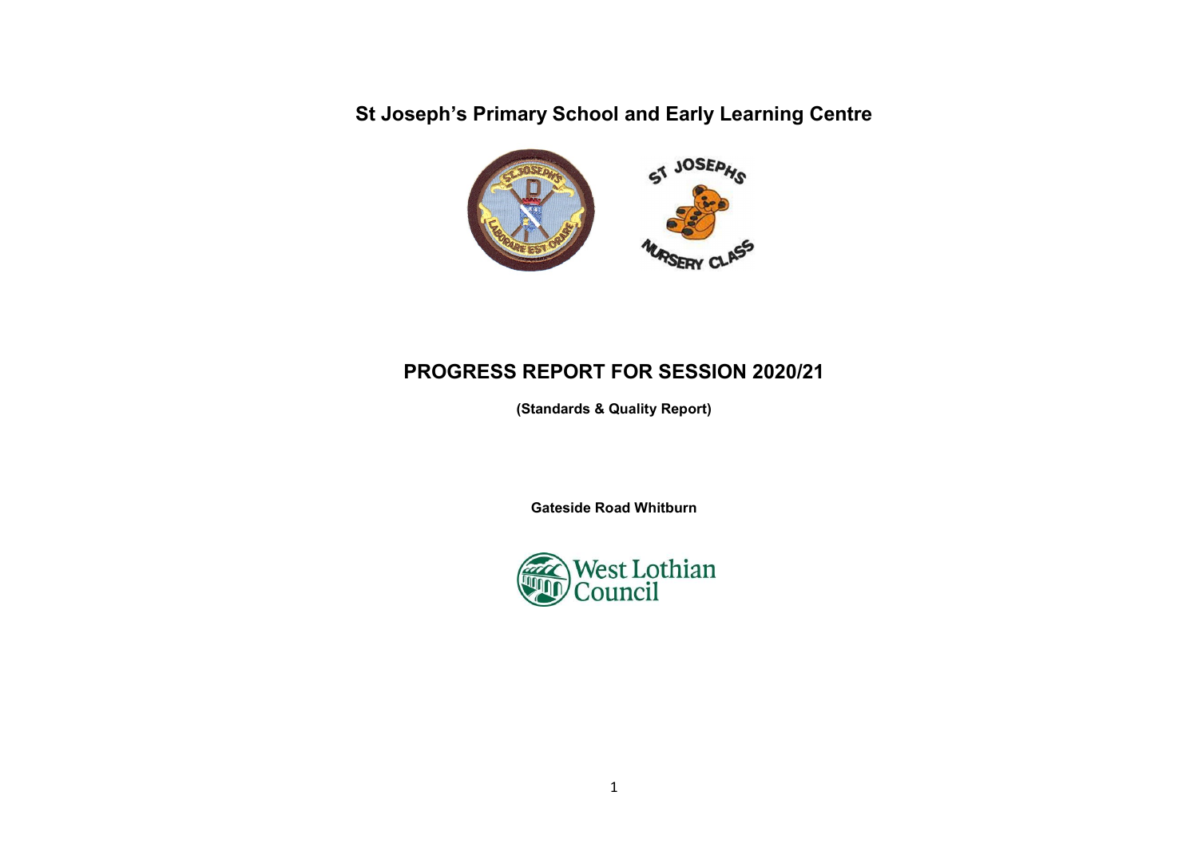# St Joseph's Primary School and Early Learning Centre

# PROGRESS REPORT FOR SESSION 2020/21

**(Standards & Quality Report)**

**Gateside Road Whitburn**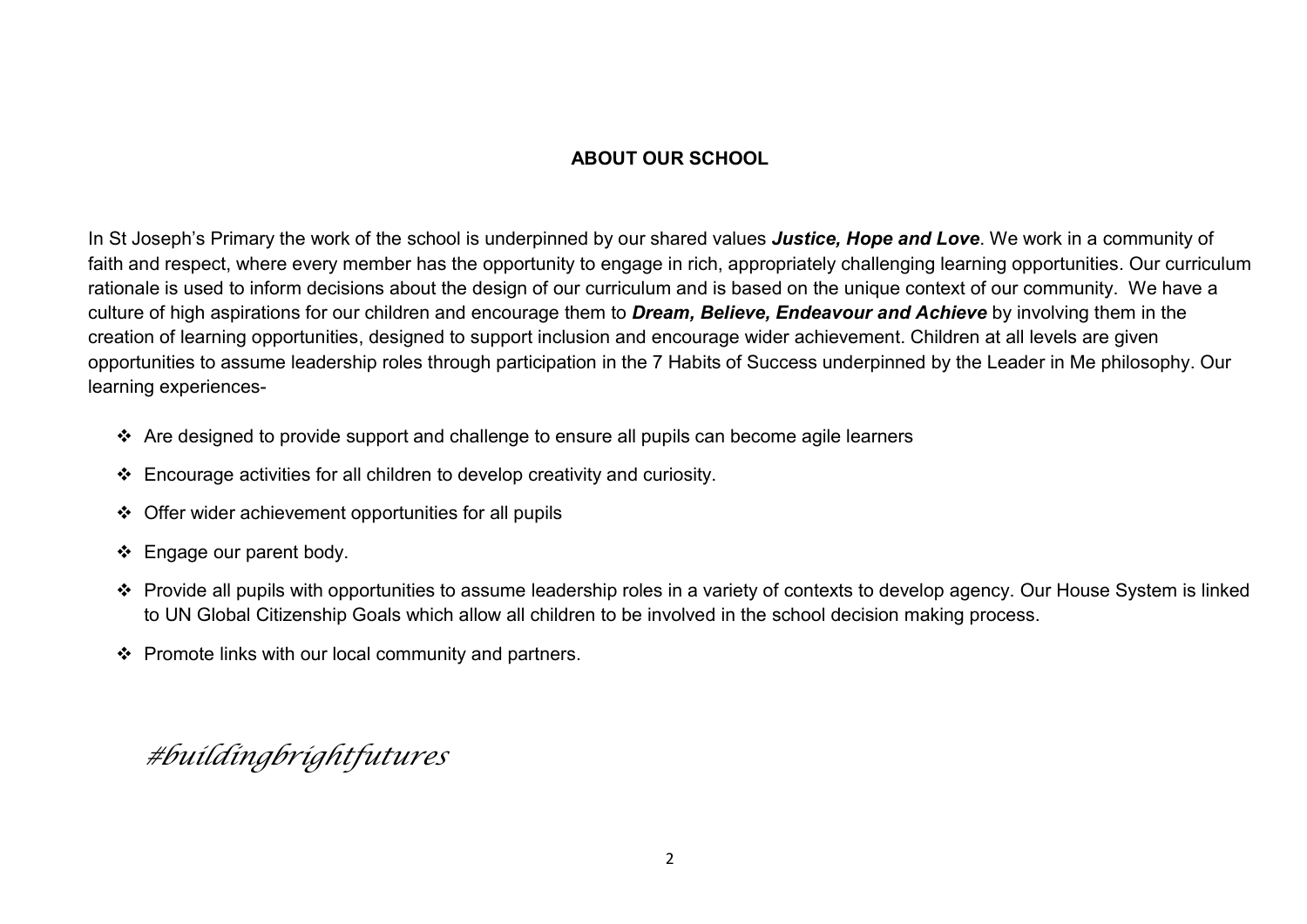## ABOUT OUR SCHOOL

In St Joseph's Primary the work of the school is underpinned by our shared values ***Justice, Hope and Love***. We work in a community of faith and respect, where every member has the opportunity to engage in rich, appropriately challenging learning opportunities. Our curriculum rationale is used to inform decisions about the design of our curriculum and is based on the unique context of our community. We have a culture of high aspirations for our children and encourage them to ***Dream, Believe, Endeavour and Achieve*** by involving them in the creation of learning opportunities, designed to support inclusion and encourage wider achievement. Children at all levels are given opportunities to assume leadership roles through participation in the 7 Habits of Success underpinned by the Leader in Me philosophy. Our learning experiences-

- Are designed to provide support and challenge to ensure all pupils can become agile learners
- Encourage activities for all children to develop creativity and curiosity.
- Offer wider achievement opportunities for all pupils
- Engage our parent body.
- Provide all pupils with opportunities to assume leadership roles in a variety of contexts to develop agency. Our House System is linked to UN Global Citizenship Goals which allow all children to be involved in the school decision making process.
- Promote links with our local community and partners.

*#buildingbrightfutures*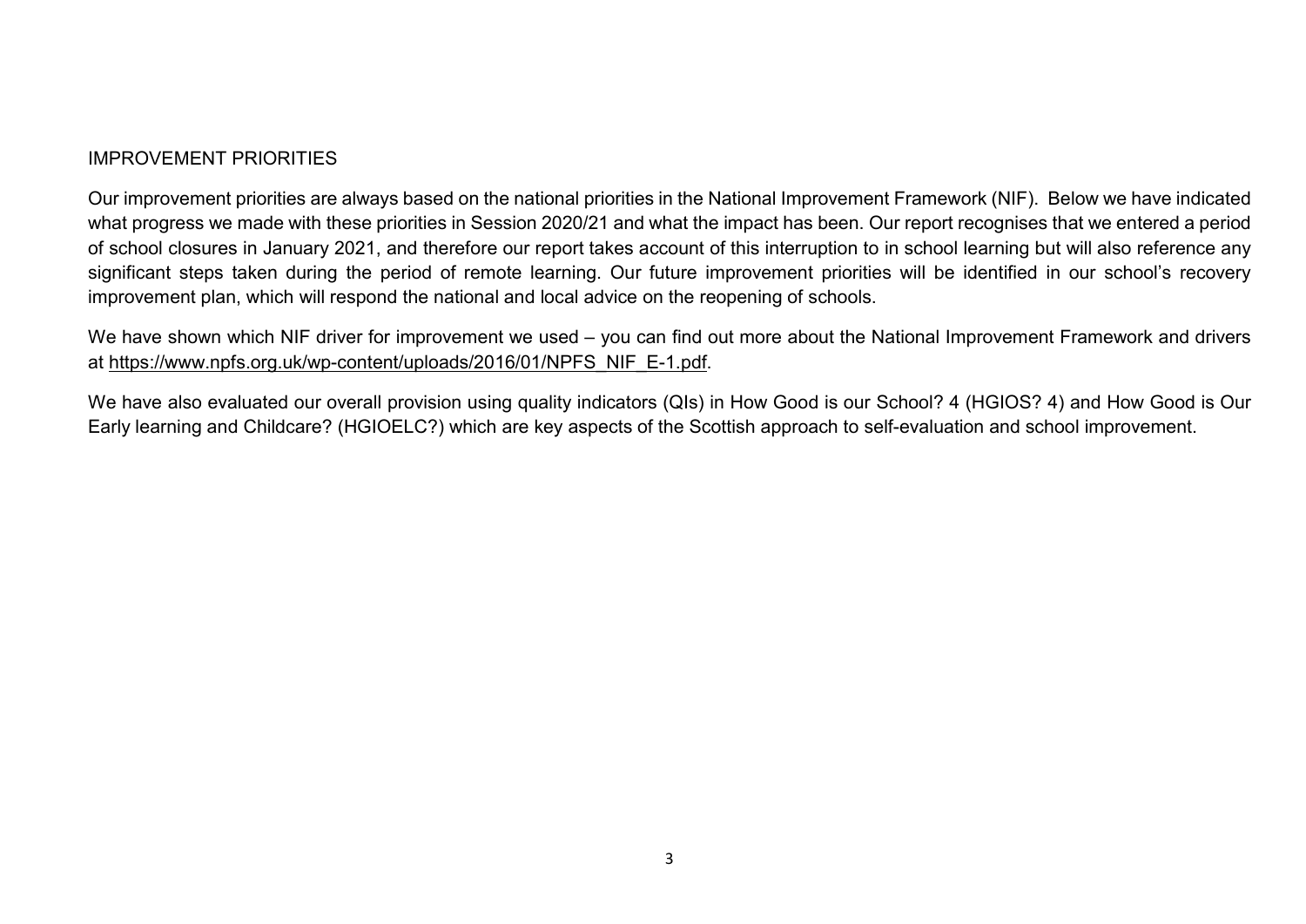## IMPROVEMENT PRIORITIES

Our improvement priorities are always based on the national priorities in the National Improvement Framework (NIF). Below we have indicated what progress we made with these priorities in Session 2020/21 and what the impact has been. Our report recognises that we entered a period of school closures in January 2021, and therefore our report takes account of this interruption to in school learning but will also reference any significant steps taken during the period of remote learning. Our future improvement priorities will be identified in our school's recovery improvement plan, which will respond the national and local advice on the reopening of schools.

We have shown which NIF driver for improvement we used – you can find out more about the National Improvement Framework and drivers at https://www.npfs.org.uk/wp-content/uploads/2016/01/NPFS_NIF_E-1.pdf.

We have also evaluated our overall provision using quality indicators (QIs) in How Good is our School? 4 (HGIOS? 4) and How Good is Our Early learning and Childcare? (HGIOELC?) which are key aspects of the Scottish approach to self-evaluation and school improvement.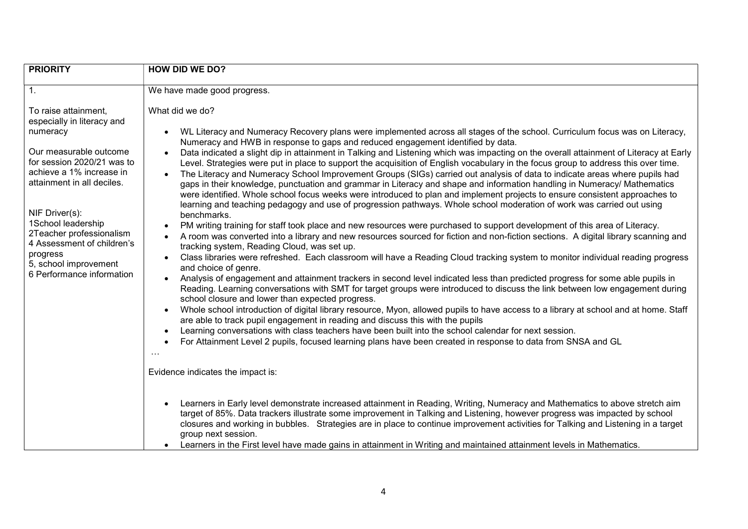| PRIORITY | HOW DID WE DO? |
|---|---|
| 1.<br><br>To raise attainment, especially in literacy and numeracy<br><br>Our measurable outcome for session 2020/21 was to achieve a 1% increase in attainment in all deciles.<br><br>NIF Driver(s):<br>1School leadership<br>2Teacher professionalism<br>4 Assessment of children's progress<br>5, school improvement<br>6 Performance information | We have made good progress.<br><br>What did we do?<br><br>• WL Literacy and Numeracy Recovery plans were implemented across all stages of the school. Curriculum focus was on Literacy, Numeracy and HWB in response to gaps and reduced engagement identified by data.<br>• Data indicated a slight dip in attainment in Talking and Listening which was impacting on the overall attainment of Literacy at Early Level. Strategies were put in place to support the acquisition of English vocabulary in the focus group to address this over time.<br>• The Literacy and Numeracy School Improvement Groups (SIGs) carried out analysis of data to indicate areas where pupils had gaps in their knowledge, punctuation and grammar in Literacy and shape and information handling in Numeracy/ Mathematics were identified. Whole school focus weeks were introduced to plan and implement projects to ensure consistent approaches to learning and teaching pedagogy and use of progression pathways. Whole school moderation of work was carried out using benchmarks.<br>• PM writing training for staff took place and new resources were purchased to support development of this area of Literacy.<br>• A room was converted into a library and new resources sourced for fiction and non-fiction sections. A digital library scanning and tracking system, Reading Cloud, was set up.<br>• Class libraries were refreshed. Each classroom will have a Reading Cloud tracking system to monitor individual reading progress and choice of genre.<br>• Analysis of engagement and attainment trackers in second level indicated less than predicted progress for some able pupils in Reading. Learning conversations with SMT for target groups were introduced to discuss the link between low engagement during school closure and lower than expected progress.<br>• Whole school introduction of digital library resource, Myon, allowed pupils to have access to a library at school and at home. Staff are able to track pupil engagement in reading and discuss this with the pupils<br>• Learning conversations with class teachers have been built into the school calendar for next session.<br>• For Attainment Level 2 pupils, focused learning plans have been created in response to data from SNSA and GL<br><br>…<br><br>Evidence indicates the impact is:<br><br>• Learners in Early level demonstrate increased attainment in Reading, Writing, Numeracy and Mathematics to above stretch aim target of 85%. Data trackers illustrate some improvement in Talking and Listening, however progress was impacted by school closures and working in bubbles. Strategies are in place to continue improvement activities for Talking and Listening in a target group next session.<br>• Learners in the First level have made gains in attainment in Writing and maintained attainment levels in Mathematics. |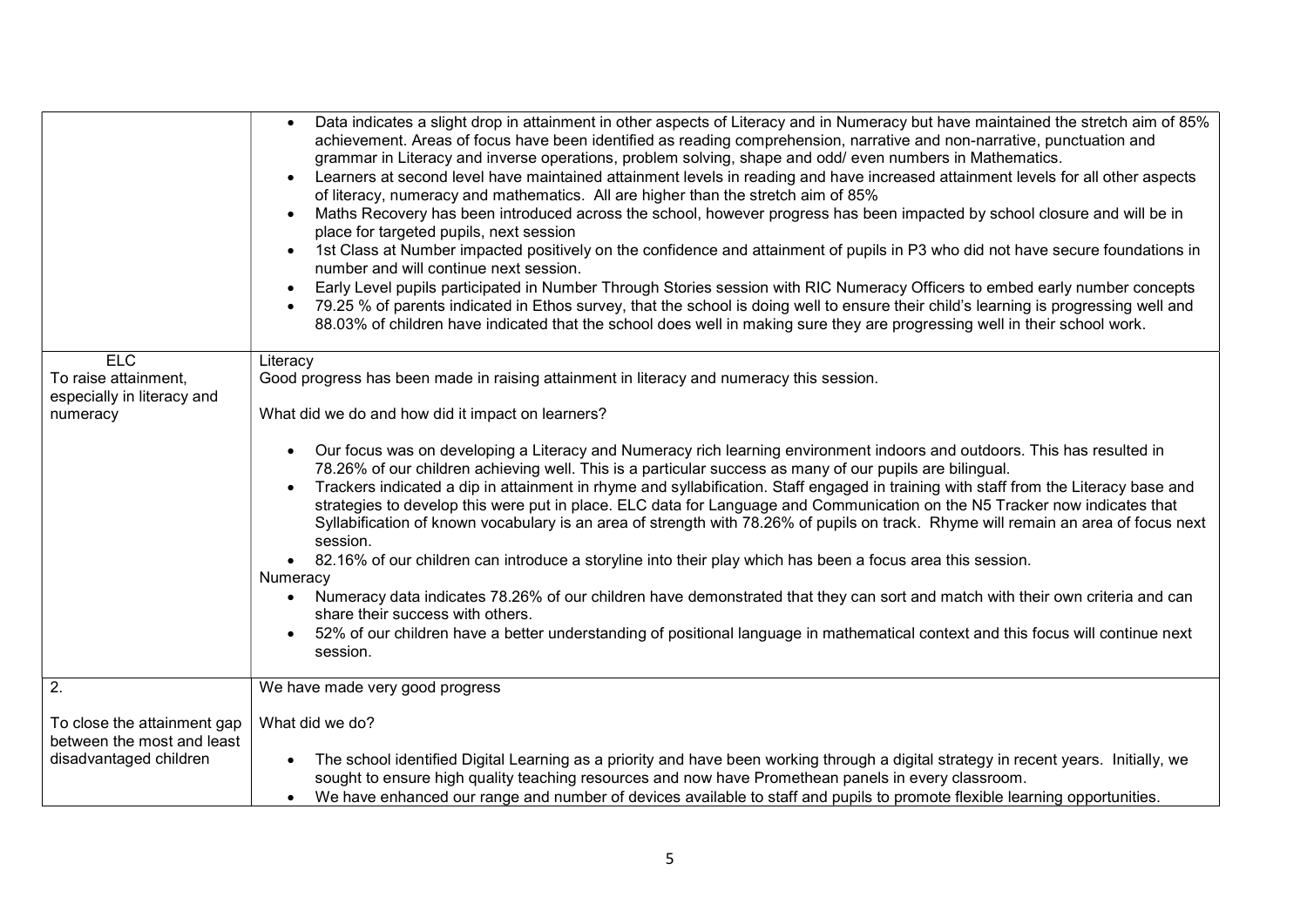| | |
|---|---|
| | • Data indicates a slight drop in attainment in other aspects of Literacy and in Numeracy but have maintained the stretch aim of 85% achievement. Areas of focus have been identified as reading comprehension, narrative and non-narrative, punctuation and grammar in Literacy and inverse operations, problem solving, shape and odd/ even numbers in Mathematics.<br>• Learners at second level have maintained attainment levels in reading and have increased attainment levels for all other aspects of literacy, numeracy and mathematics. All are higher than the stretch aim of 85%<br>• Maths Recovery has been introduced across the school, however progress has been impacted by school closure and will be in place for targeted pupils, next session<br>• 1st Class at Number impacted positively on the confidence and attainment of pupils in P3 who did not have secure foundations in number and will continue next session.<br>• Early Level pupils participated in Number Through Stories session with RIC Numeracy Officers to embed early number concepts<br>• 79.25 % of parents indicated in Ethos survey, that the school is doing well to ensure their child's learning is progressing well and 88.03% of children have indicated that the school does well in making sure they are progressing well in their school work. |
| ELC<br>To raise attainment, especially in literacy and numeracy | Literacy<br>Good progress has been made in raising attainment in literacy and numeracy this session.<br><br>What did we do and how did it impact on learners?<br><br>• Our focus was on developing a Literacy and Numeracy rich learning environment indoors and outdoors. This has resulted in 78.26% of our children achieving well. This is a particular success as many of our pupils are bilingual.<br>• Trackers indicated a dip in attainment in rhyme and syllabification. Staff engaged in training with staff from the Literacy base and strategies to develop this were put in place. ELC data for Language and Communication on the N5 Tracker now indicates that Syllabification of known vocabulary is an area of strength with 78.26% of pupils on track. Rhyme will remain an area of focus next session.<br>• 82.16% of our children can introduce a storyline into their play which has been a focus area this session.<br><br>Numeracy<br>• Numeracy data indicates 78.26% of our children have demonstrated that they can sort and match with their own criteria and can share their success with others.<br>• 52% of our children have a better understanding of positional language in mathematical context and this focus will continue next session. |
| 2.<br><br>To close the attainment gap between the most and least disadvantaged children | We have made very good progress<br><br>What did we do?<br><br>• The school identified Digital Learning as a priority and have been working through a digital strategy in recent years. Initially, we sought to ensure high quality teaching resources and now have Promethean panels in every classroom.<br>• We have enhanced our range and number of devices available to staff and pupils to promote flexible learning opportunities. |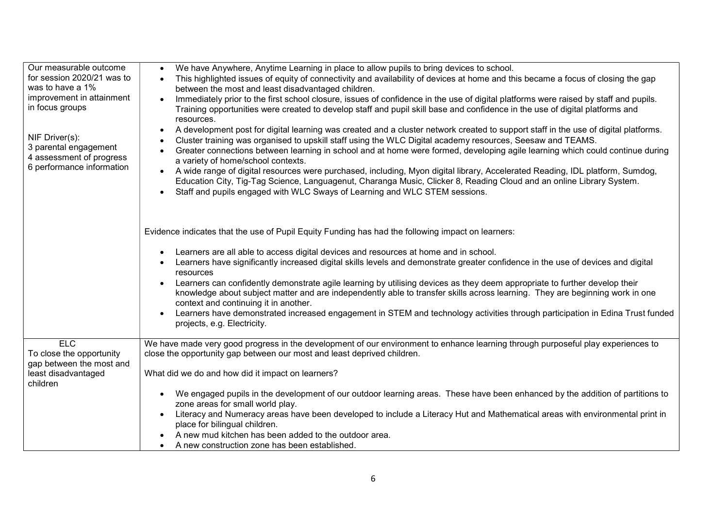| | |
|---|---|
| Our measurable outcome for session 2020/21 was to was to have a 1% improvement in attainment in focus groups<br><br>NIF Driver(s):<br>3 parental engagement<br>4 assessment of progress<br>6 performance information | • We have Anywhere, Anytime Learning in place to allow pupils to bring devices to school.<br>• This highlighted issues of equity of connectivity and availability of devices at home and this became a focus of closing the gap between the most and least disadvantaged children.<br>• Immediately prior to the first school closure, issues of confidence in the use of digital platforms were raised by staff and pupils. Training opportunities were created to develop staff and pupil skill base and confidence in the use of digital platforms and resources.<br>• A development post for digital learning was created and a cluster network created to support staff in the use of digital platforms.<br>• Cluster training was organised to upskill staff using the WLC Digital academy resources, Seesaw and TEAMS.<br>• Greater connections between learning in school and at home were formed, developing agile learning which could continue during a variety of home/school contexts.<br>• A wide range of digital resources were purchased, including, Myon digital library, Accelerated Reading, IDL platform, Sumdog, Education City, Tig-Tag Science, Languagenut, Charanga Music, Clicker 8, Reading Cloud and an online Library System.<br>• Staff and pupils engaged with WLC Sways of Learning and WLC STEM sessions.<br><br>Evidence indicates that the use of Pupil Equity Funding has had the following impact on learners:<br><br>• Learners are all able to access digital devices and resources at home and in school.<br>• Learners have significantly increased digital skills levels and demonstrate greater confidence in the use of devices and digital resources<br>• Learners can confidently demonstrate agile learning by utilising devices as they deem appropriate to further develop their knowledge about subject matter and are independently able to transfer skills across learning. They are beginning work in one context and continuing it in another.<br>• Learners have demonstrated increased engagement in STEM and technology activities through participation in Edina Trust funded projects, e.g. Electricity. |
| ELC<br>To close the opportunity gap between the most and least disadvantaged children | We have made very good progress in the development of our environment to enhance learning through purposeful play experiences to close the opportunity gap between our most and least deprived children.<br><br>What did we do and how did it impact on learners?<br><br>• We engaged pupils in the development of our outdoor learning areas. These have been enhanced by the addition of partitions to zone areas for small world play.<br>• Literacy and Numeracy areas have been developed to include a Literacy Hut and Mathematical areas with environmental print in place for bilingual children.<br>• A new mud kitchen has been added to the outdoor area.<br>• A new construction zone has been established. |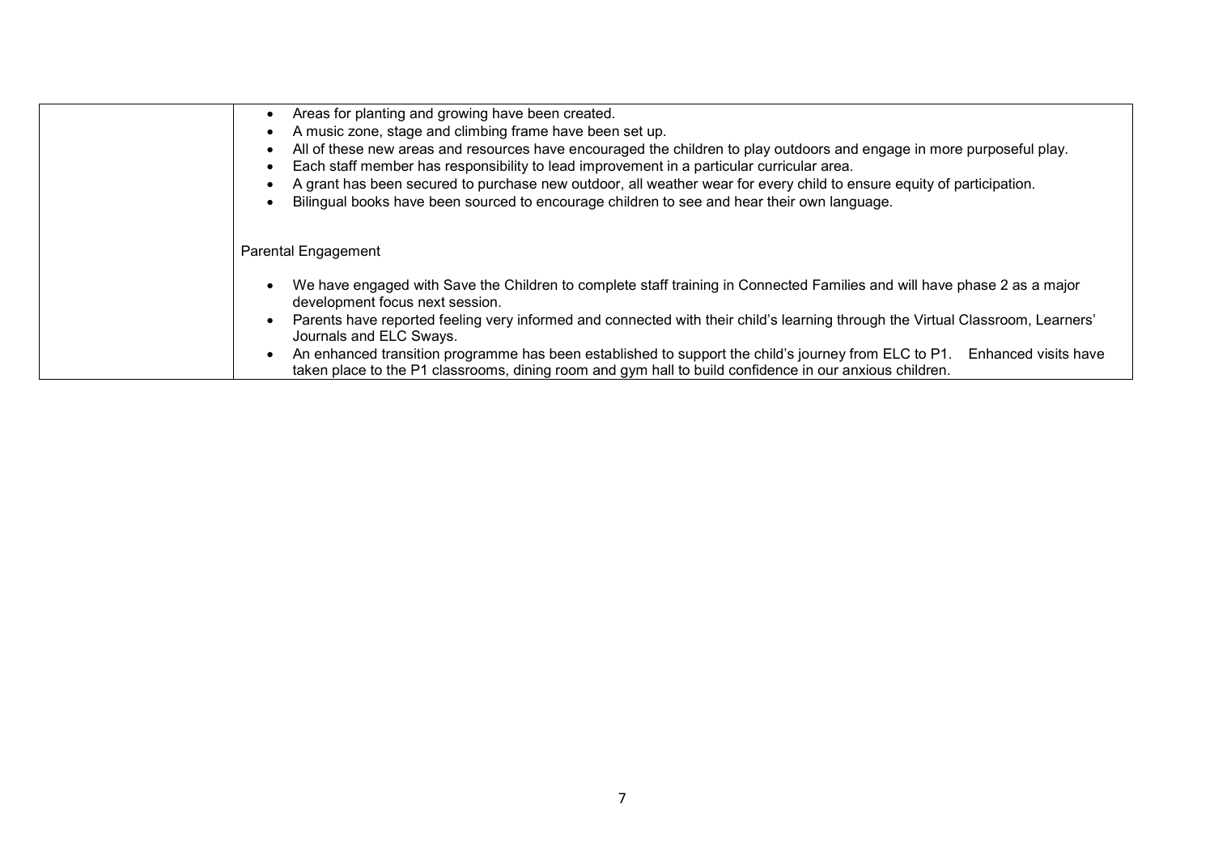| | |
|---|---|
| | • Areas for planting and growing have been created.<br>• A music zone, stage and climbing frame have been set up.<br>• All of these new areas and resources have encouraged the children to play outdoors and engage in more purposeful play.<br>• Each staff member has responsibility to lead improvement in a particular curricular area.<br>• A grant has been secured to purchase new outdoor, all weather wear for every child to ensure equity of participation.<br>• Bilingual books have been sourced to encourage children to see and hear their own language.<br><br>Parental Engagement<br><br>• We have engaged with Save the Children to complete staff training in Connected Families and will have phase 2 as a major development focus next session.<br>• Parents have reported feeling very informed and connected with their child's learning through the Virtual Classroom, Learners' Journals and ELC Sways.<br>• An enhanced transition programme has been established to support the child's journey from ELC to P1. Enhanced visits have taken place to the P1 classrooms, dining room and gym hall to build confidence in our anxious children. |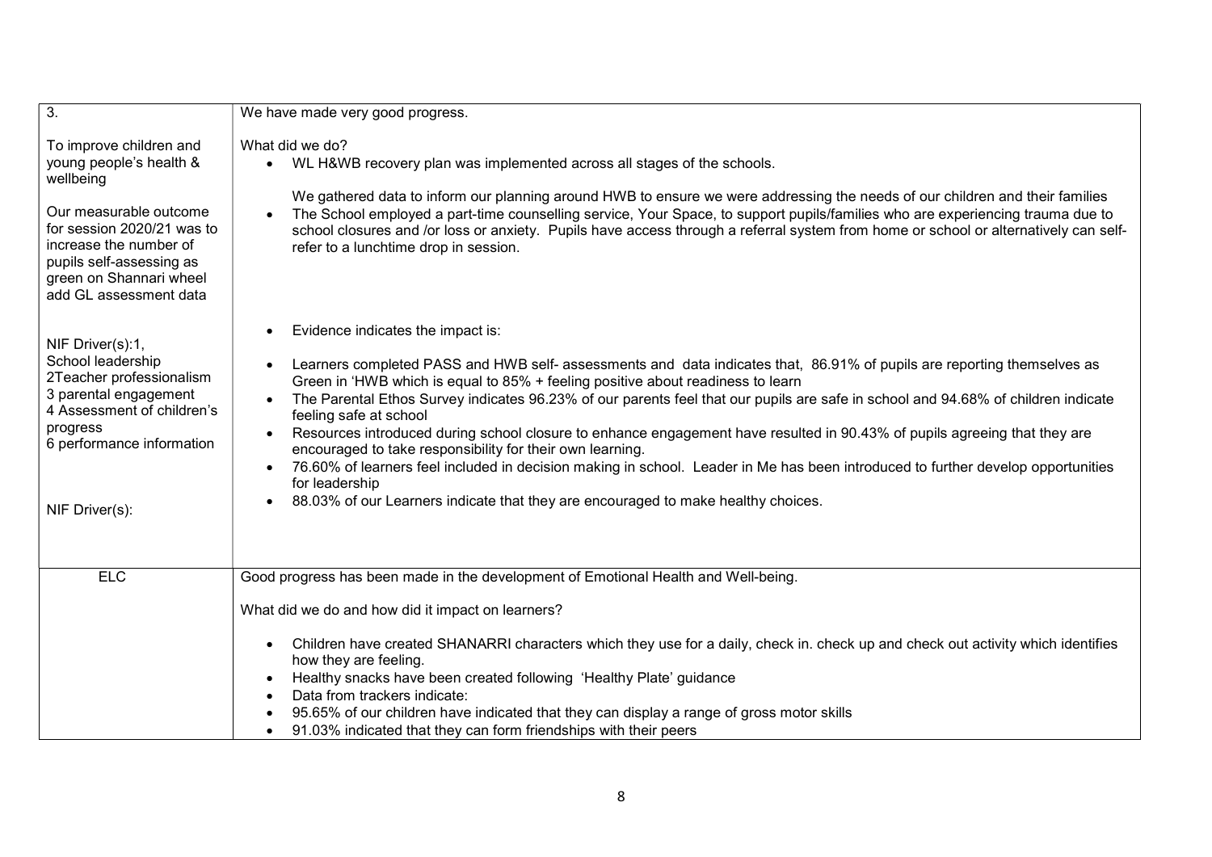| 3. | We have made very good progress. |
|---|---|
| To improve children and young people's health & wellbeing<br><br>Our measurable outcome for session 2020/21 was to increase the number of pupils self-assessing as green on Shannari wheel add GL assessment data<br><br>NIF Driver(s):1, School leadership<br>2Teacher professionalism<br>3 parental engagement<br>4 Assessment of children's progress<br>6 performance information<br><br>NIF Driver(s): | What did we do?<br>• WL H&WB recovery plan was implemented across all stages of the schools.<br><br>We gathered data to inform our planning around HWB to ensure we were addressing the needs of our children and their families<br>• The School employed a part-time counselling service, Your Space, to support pupils/families who are experiencing trauma due to school closures and /or loss or anxiety. Pupils have access through a referral system from home or school or alternatively can self-refer to a lunchtime drop in session.<br><br>• Evidence indicates the impact is:<br>• Learners completed PASS and HWB self- assessments and data indicates that, 86.91% of pupils are reporting themselves as Green in 'HWB which is equal to 85% + feeling positive about readiness to learn<br>• The Parental Ethos Survey indicates 96.23% of our parents feel that our pupils are safe in school and 94.68% of children indicate feeling safe at school<br>• Resources introduced during school closure to enhance engagement have resulted in 90.43% of pupils agreeing that they are encouraged to take responsibility for their own learning.<br>• 76.60% of learners feel included in decision making in school. Leader in Me has been introduced to further develop opportunities for leadership<br>• 88.03% of our Learners indicate that they are encouraged to make healthy choices. |
| ELC | Good progress has been made in the development of Emotional Health and Well-being.<br><br>What did we do and how did it impact on learners?<br><br>• Children have created SHANARRI characters which they use for a daily, check in. check up and check out activity which identifies how they are feeling.<br>• Healthy snacks have been created following 'Healthy Plate' guidance<br>• Data from trackers indicate:<br>• 95.65% of our children have indicated that they can display a range of gross motor skills<br>• 91.03% indicated that they can form friendships with their peers |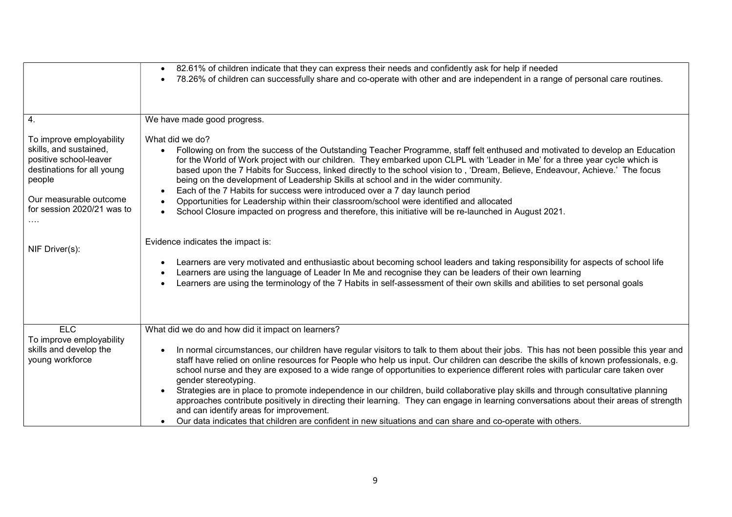| | |
|---|---|
| | • 82.61% of children indicate that they can express their needs and confidently ask for help if needed<br>• 78.26% of children can successfully share and co-operate with other and are independent in a range of personal care routines. |
| 4.<br><br>To improve employability skills, and sustained, positive school-leaver destinations for all young people<br><br>Our measurable outcome for session 2020/21 was to ….<br><br>NIF Driver(s): | We have made good progress.<br><br>What did we do?<br>• Following on from the success of the Outstanding Teacher Programme, staff felt enthused and motivated to develop an Education for the World of Work project with our children. They embarked upon CLPL with 'Leader in Me' for a three year cycle which is based upon the 7 Habits for Success, linked directly to the school vision to , 'Dream, Believe, Endeavour, Achieve.' The focus being on the development of Leadership Skills at school and in the wider community.<br>• Each of the 7 Habits for success were introduced over a 7 day launch period<br>• Opportunities for Leadership within their classroom/school were identified and allocated<br>• School Closure impacted on progress and therefore, this initiative will be re-launched in August 2021.<br><br>Evidence indicates the impact is:<br><br>• Learners are very motivated and enthusiastic about becoming school leaders and taking responsibility for aspects of school life<br>• Learners are using the language of Leader In Me and recognise they can be leaders of their own learning<br>• Learners are using the terminology of the 7 Habits in self-assessment of their own skills and abilities to set personal goals |
| ELC<br>To improve employability skills and develop the young workforce | What did we do and how did it impact on learners?<br><br>• In normal circumstances, our children have regular visitors to talk to them about their jobs. This has not been possible this year and staff have relied on online resources for People who help us input. Our children can describe the skills of known professionals, e.g. school nurse and they are exposed to a wide range of opportunities to experience different roles with particular care taken over gender stereotyping.<br>• Strategies are in place to promote independence in our children, build collaborative play skills and through consultative planning approaches contribute positively in directing their learning. They can engage in learning conversations about their areas of strength and can identify areas for improvement.<br>• Our data indicates that children are confident in new situations and can share and co-operate with others. |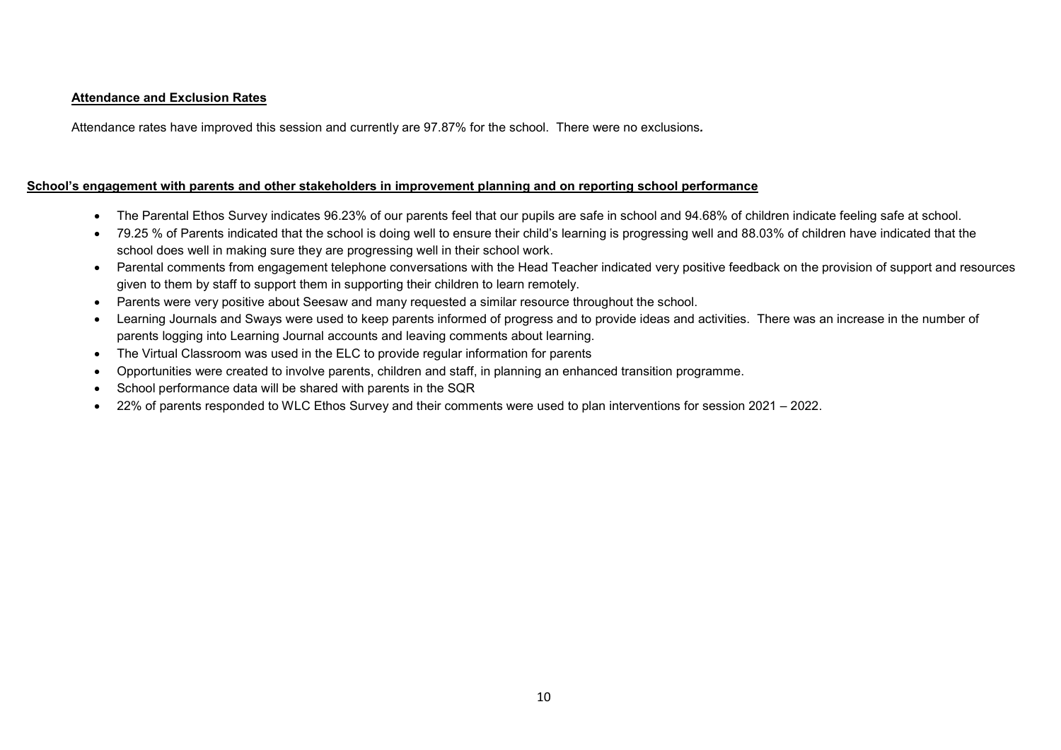## Attendance and Exclusion Rates

Attendance rates have improved this session and currently are 97.87% for the school. There were no exclusions**.**

## School's engagement with parents and other stakeholders in improvement planning and on reporting school performance

- The Parental Ethos Survey indicates 96.23% of our parents feel that our pupils are safe in school and 94.68% of children indicate feeling safe at school.
- 79.25 % of Parents indicated that the school is doing well to ensure their child's learning is progressing well and 88.03% of children have indicated that the school does well in making sure they are progressing well in their school work.
- Parental comments from engagement telephone conversations with the Head Teacher indicated very positive feedback on the provision of support and resources given to them by staff to support them in supporting their children to learn remotely.
- Parents were very positive about Seesaw and many requested a similar resource throughout the school.
- Learning Journals and Sways were used to keep parents informed of progress and to provide ideas and activities. There was an increase in the number of parents logging into Learning Journal accounts and leaving comments about learning.
- The Virtual Classroom was used in the ELC to provide regular information for parents
- Opportunities were created to involve parents, children and staff, in planning an enhanced transition programme.
- School performance data will be shared with parents in the SQR
- 22% of parents responded to WLC Ethos Survey and their comments were used to plan interventions for session 2021 – 2022.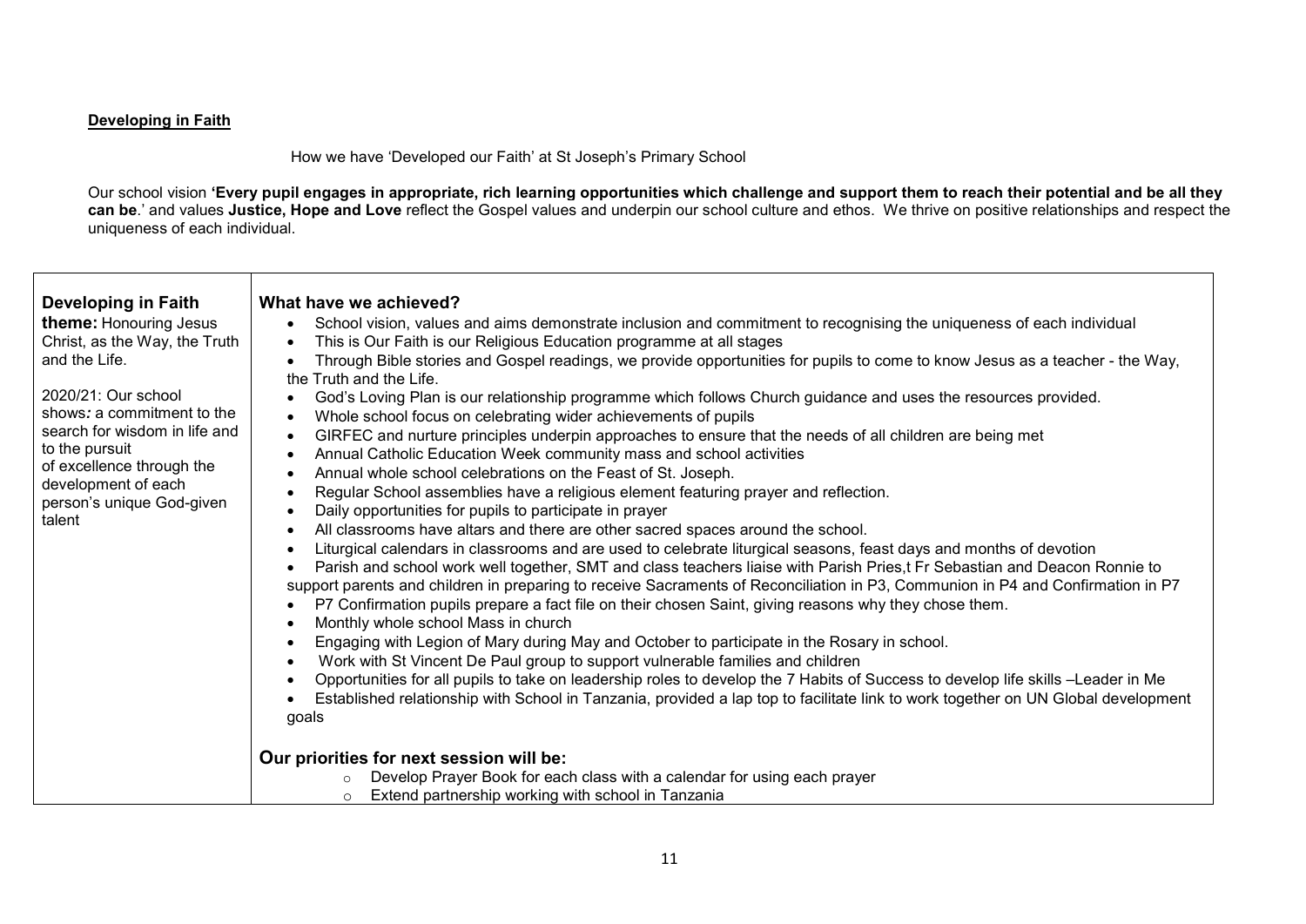**Developing in Faith**

How we have 'Developed our Faith' at St Joseph's Primary School

Our school vision **'Every pupil engages in appropriate, rich learning opportunities which challenge and support them to reach their potential and be all they can be**.' and values **Justice, Hope and Love** reflect the Gospel values and underpin our school culture and ethos. We thrive on positive relationships and respect the uniqueness of each individual.

| **Developing in Faith theme:** Honouring Jesus Christ, as the Way, the Truth and the Life.<br><br>2020/21: Our school shows*:* a commitment to the search for wisdom in life and to the pursuit of excellence through the development of each person's unique God-given talent | **What have we achieved?**<br>• School vision, values and aims demonstrate inclusion and commitment to recognising the uniqueness of each individual<br>• This is Our Faith is our Religious Education programme at all stages<br>• Through Bible stories and Gospel readings, we provide opportunities for pupils to come to know Jesus as a teacher - the Way, the Truth and the Life.<br>• God's Loving Plan is our relationship programme which follows Church guidance and uses the resources provided.<br>• Whole school focus on celebrating wider achievements of pupils<br>• GIRFEC and nurture principles underpin approaches to ensure that the needs of all children are being met<br>• Annual Catholic Education Week community mass and school activities<br>• Annual whole school celebrations on the Feast of St. Joseph.<br>• Regular School assemblies have a religious element featuring prayer and reflection.<br>• Daily opportunities for pupils to participate in prayer<br>• All classrooms have altars and there are other sacred spaces around the school.<br>• Liturgical calendars in classrooms and are used to celebrate liturgical seasons, feast days and months of devotion<br>• Parish and school work well together, SMT and class teachers liaise with Parish Pries,t Fr Sebastian and Deacon Ronnie to support parents and children in preparing to receive Sacraments of Reconciliation in P3, Communion in P4 and Confirmation in P7<br>• P7 Confirmation pupils prepare a fact file on their chosen Saint, giving reasons why they chose them.<br>• Monthly whole school Mass in church<br>• Engaging with Legion of Mary during May and October to participate in the Rosary in school.<br>• Work with St Vincent De Paul group to support vulnerable families and children<br>• Opportunities for all pupils to take on leadership roles to develop the 7 Habits of Success to develop life skills –Leader in Me<br>• Established relationship with School in Tanzania, provided a lap top to facilitate link to work together on UN Global development goals<br><br>**Our priorities for next session will be:**<br>◦ Develop Prayer Book for each class with a calendar for using each prayer<br>◦ Extend partnership working with school in Tanzania |
|---|---|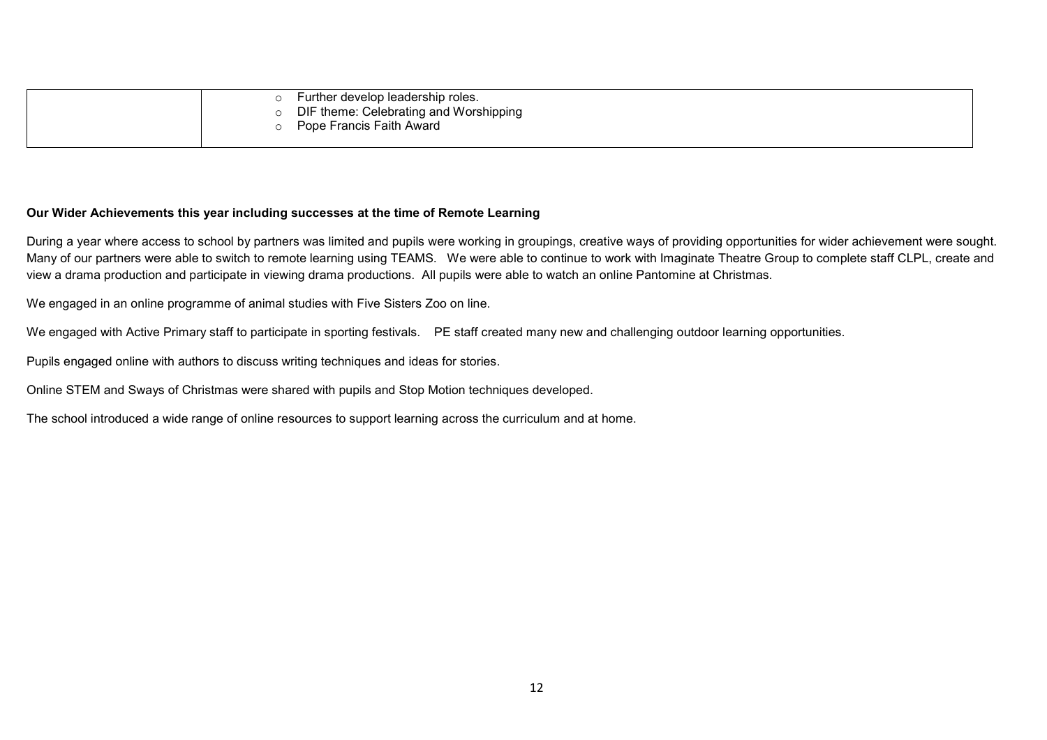|  | <ul><li>Further develop leadership roles.</li><li>DIF theme: Celebrating and Worshipping</li><li>Pope Francis Faith Award</li></ul> |
|---|---|

**Our Wider Achievements this year including successes at the time of Remote Learning**

During a year where access to school by partners was limited and pupils were working in groupings, creative ways of providing opportunities for wider achievement were sought. Many of our partners were able to switch to remote learning using TEAMS. We were able to continue to work with Imaginate Theatre Group to complete staff CLPL, create and view a drama production and participate in viewing drama productions. All pupils were able to watch an online Pantomine at Christmas.

We engaged in an online programme of animal studies with Five Sisters Zoo on line.

We engaged with Active Primary staff to participate in sporting festivals. PE staff created many new and challenging outdoor learning opportunities.

Pupils engaged online with authors to discuss writing techniques and ideas for stories.

Online STEM and Sways of Christmas were shared with pupils and Stop Motion techniques developed.

The school introduced a wide range of online resources to support learning across the curriculum and at home.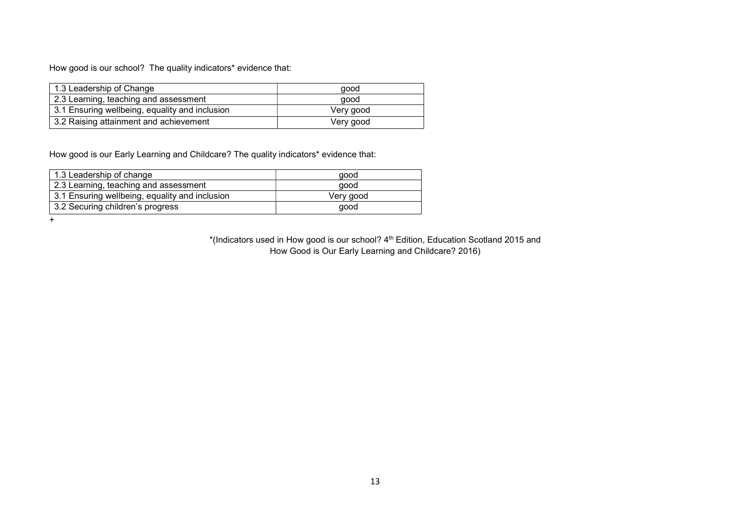How good is our school? The quality indicators* evidence that:

| | |
|---|---|
| 1.3 Leadership of Change | good |
| 2.3 Learning, teaching and assessment | good |
| 3.1 Ensuring wellbeing, equality and inclusion | Very good |
| 3.2 Raising attainment and achievement | Very good |

How good is our Early Learning and Childcare? The quality indicators* evidence that:

| | |
|---|---|
| 1.3 Leadership of change | good |
| 2.3 Learning, teaching and assessment | good |
| 3.1 Ensuring wellbeing, equality and inclusion | Very good |
| 3.2 Securing children's progress | good |

+

*(Indicators used in How good is our school? 4th Edition, Education Scotland 2015 and How Good is Our Early Learning and Childcare? 2016)